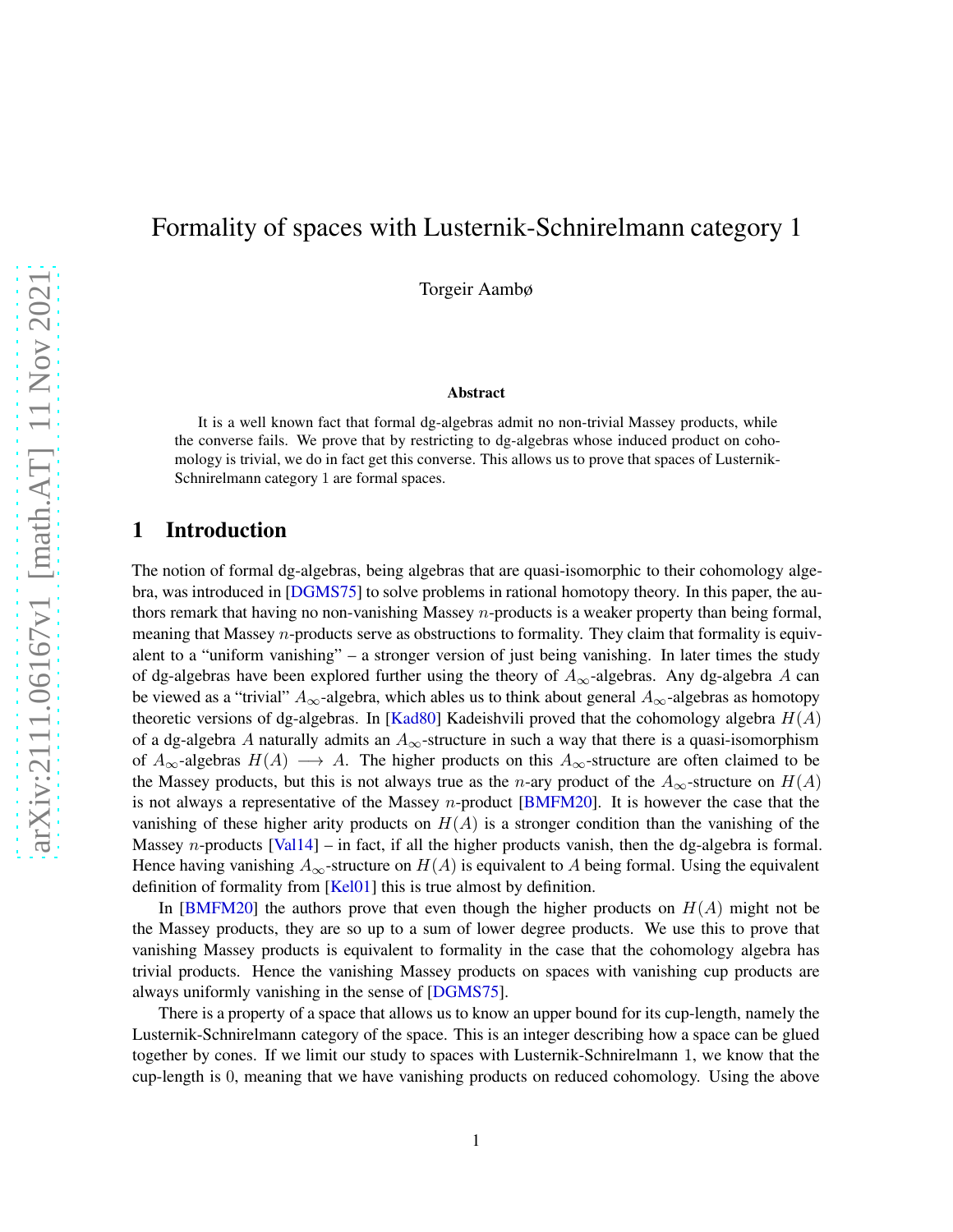# Formality of spaces with Lusternik-Schnirelmann category 1

Torgeir Aambø

### Abstract

It is a well known fact that formal dg-algebras admit no non-trivial Massey products, while the converse fails. We prove that by restricting to dg-algebras whose induced product on cohomology is trivial, we do in fact get this converse. This allows us to prove that spaces of Lusternik-Schnirelmann category 1 are formal spaces.

## 1 Introduction

The notion of formal dg-algebras, being algebras that are quasi-isomorphic to their cohomology algebra, was introduced in [DGMS75] to solve problems in rational homotopy theory. In this paper, the authors remark that having no non-vanishing Massey $n$-products is a weaker property than being formal, meaning that Massey $n$-products serve as obstructions to formality. They claim that formality is equivalent to a "uniform vanishing" – a stronger version of just being vanishing. In later times the study of dg-algebras have been explored further using the theory of $A_\infty$-algebras. Any dg-algebra $A$ can be viewed as a "trivial" $A_\infty$-algebra, which ables us to think about general $A_\infty$-algebras as homotopy theoretic versions of dg-algebras. In [Kad80] Kadeishvili proved that the cohomology algebra $H(A)$ of a dg-algebra $A$ naturally admits an $A_\infty$-structure in such a way that there is a quasi-isomorphism of $A_\infty$-algebras $H(A) \longrightarrow A$. The higher products on this $A_\infty$-structure are often claimed to be the Massey products, but this is not always true as the $n$-ary product of the $A_\infty$-structure on $H(A)$ is not always a representative of the Massey $n$-product [BMFM20]. It is however the case that the vanishing of these higher arity products on $H(A)$ is a stronger condition than the vanishing of the Massey $n$-products [Val14] – in fact, if all the higher products vanish, then the dg-algebra is formal. Hence having vanishing $A_\infty$-structure on $H(A)$ is equivalent to $A$ being formal. Using the equivalent definition of formality from [Kel01] this is true almost by definition.

In [BMFM20] the authors prove that even though the higher products on $H(A)$ might not be the Massey products, they are so up to a sum of lower degree products. We use this to prove that vanishing Massey products is equivalent to formality in the case that the cohomology algebra has trivial products. Hence the vanishing Massey products on spaces with vanishing cup products are always uniformly vanishing in the sense of [DGMS75].

There is a property of a space that allows us to know an upper bound for its cup-length, namely the Lusternik-Schnirelmann category of the space. This is an integer describing how a space can be glued together by cones. If we limit our study to spaces with Lusternik-Schnirelmann 1, we know that the cup-length is 0, meaning that we have vanishing products on reduced cohomology. Using the above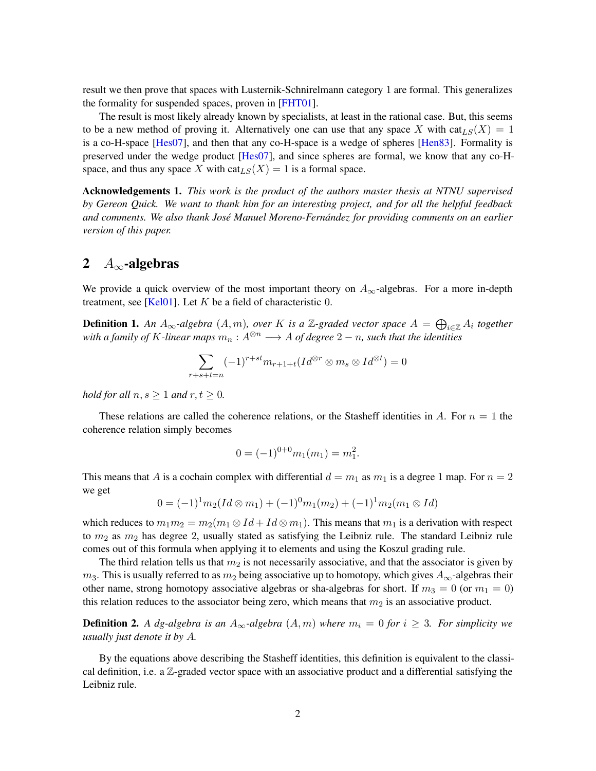result we then prove that spaces with Lusternik-Schnirelmann category 1 are formal. This generalizes the formality for suspended spaces, proven in [FHT01].

The result is most likely already known by specialists, at least in the rational case. But, this seems to be a new method of proving it. Alternatively one can use that any space $X$ with $\mathrm{cat}_{LS}(X) = 1$ is a co-H-space [Hes07], and then that any co-H-space is a wedge of spheres [Hen83]. Formality is preserved under the wedge product [Hes07], and since spheres are formal, we know that any co-H-space, and thus any space $X$ with $\mathrm{cat}_{LS}(X) = 1$ is a formal space.

**Acknowledgements 1.** *This work is the product of the authors master thesis at NTNU supervised by Gereon Quick. We want to thank him for an interesting project, and for all the helpful feedback and comments. We also thank José Manuel Moreno-Fernández for providing comments on an earlier version of this paper.*

## 2 $A_\infty$-algebras

We provide a quick overview of the most important theory on $A_\infty$-algebras. For a more in-depth treatment, see [Kel01]. Let $K$ be a field of characteristic 0.

**Definition 1.** *An $A_\infty$-algebra $(A, m)$, over $K$ is a $\mathbb{Z}$-graded vector space $A = \bigoplus_{i\in\mathbb{Z}} A_i$ together with a family of $K$-linear maps $m_n : A^{\otimes n} \longrightarrow A$ of degree $2-n$, such that the identities*

$$\sum_{r+s+t=n} (-1)^{r+st} m_{r+1+t}(Id^{\otimes r} \otimes m_s \otimes Id^{\otimes t}) = 0$$

*hold for all $n, s \geq 1$ and $r, t \geq 0$.*

These relations are called the coherence relations, or the Stasheff identities in $A$. For $n = 1$ the coherence relation simply becomes

$$0 = (-1)^{0+0} m_1(m_1) = m_1^2.$$

This means that $A$ is a cochain complex with differential $d = m_1$ as $m_1$ is a degree 1 map. For $n = 2$ we get

$$0 = (-1)^1 m_2(Id \otimes m_1) + (-1)^0 m_1(m_2) + (-1)^1 m_2(m_1 \otimes Id)$$

which reduces to $m_1 m_2 = m_2(m_1 \otimes Id + Id \otimes m_1)$. This means that $m_1$ is a derivation with respect to $m_2$ as $m_2$ has degree 2, usually stated as satisfying the Leibniz rule. The standard Leibniz rule comes out of this formula when applying it to elements and using the Koszul grading rule.

The third relation tells us that $m_2$ is not necessarily associative, and that the associator is given by $m_3$. This is usually referred to as $m_2$ being associative up to homotopy, which gives $A_\infty$-algebras their other name, strong homotopy associative algebras or sha-algebras for short. If $m_3 = 0$ (or $m_1 = 0$) this relation reduces to the associator being zero, which means that $m_2$ is an associative product.

**Definition 2.** *A dg-algebra is an $A_\infty$-algebra $(A, m)$ where $m_i = 0$ for $i \geq 3$. For simplicity we usually just denote it by $A$.*

By the equations above describing the Stasheff identities, this definition is equivalent to the classical definition, i.e. a $\mathbb{Z}$-graded vector space with an associative product and a differential satisfying the Leibniz rule.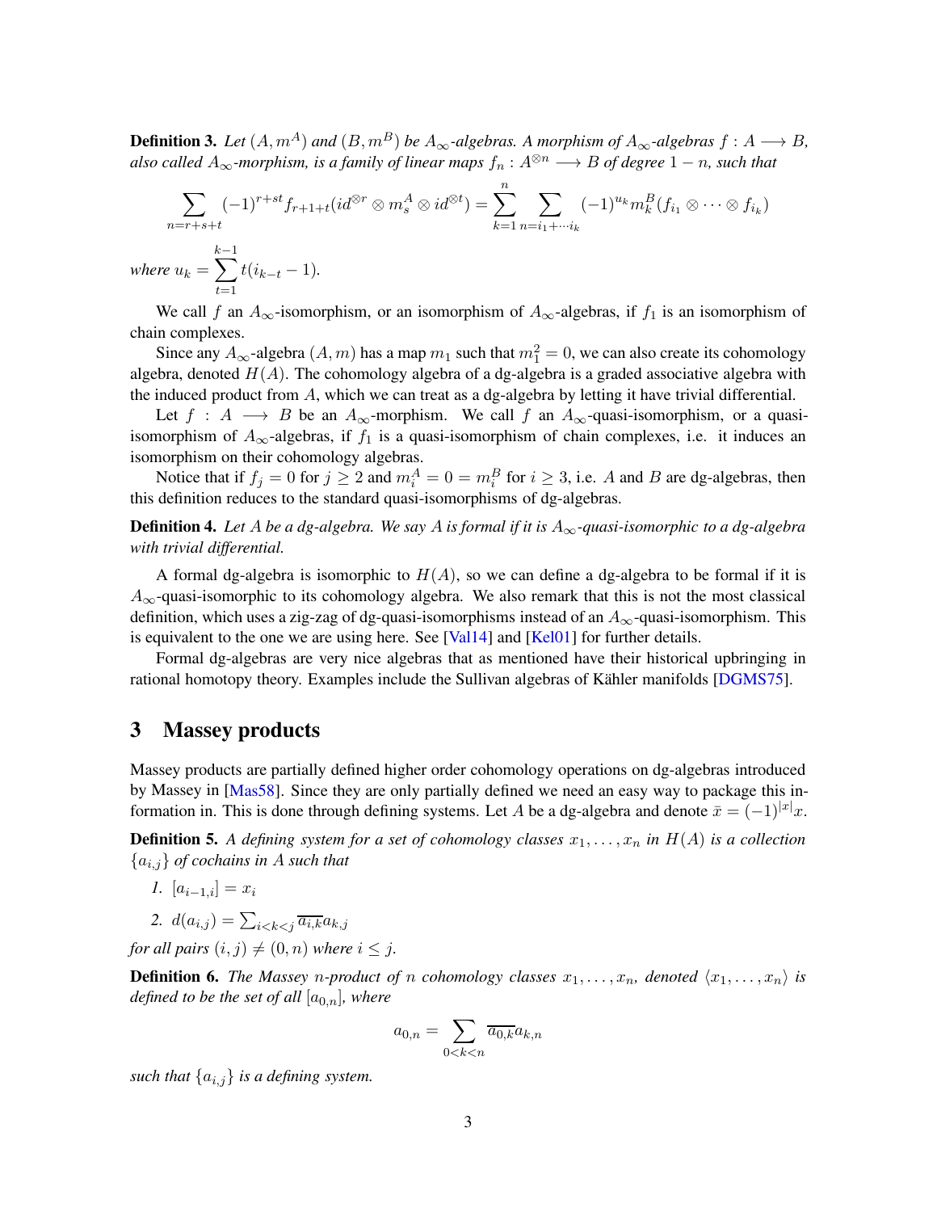**Definition 3.** *Let $(A, m^A)$ and $(B, m^B)$ be $A_\infty$-algebras. A morphism of $A_\infty$-algebras $f : A \longrightarrow B$, also called $A_\infty$-morphism, is a family of linear maps $f_n : A^{\otimes n} \longrightarrow B$ of degree $1-n$, such that*

$$\sum_{n=r+s+t} (-1)^{r+st} f_{r+1+t}(id^{\otimes r} \otimes m_s^A \otimes id^{\otimes t}) = \sum_{k=1}^{n} \sum_{n=i_1+\cdots i_k} (-1)^{u_k} m_k^B(f_{i_1} \otimes \cdots \otimes f_{i_k})$$

*where $u_k = \sum_{t=1}^{k-1} t(i_{k-t} - 1)$.*

We call $f$ an $A_\infty$-isomorphism, or an isomorphism of $A_\infty$-algebras, if $f_1$ is an isomorphism of chain complexes.

Since any $A_\infty$-algebra $(A, m)$ has a map $m_1$ such that $m_1^2 = 0$, we can also create its cohomology algebra, denoted $H(A)$. The cohomology algebra of a dg-algebra is a graded associative algebra with the induced product from $A$, which we can treat as a dg-algebra by letting it have trivial differential.

Let $f : A \longrightarrow B$ be an $A_\infty$-morphism. We call $f$ an $A_\infty$-quasi-isomorphism, or a quasi-isomorphism of $A_\infty$-algebras, if $f_1$ is a quasi-isomorphism of chain complexes, i.e. it induces an isomorphism on their cohomology algebras.

Notice that if $f_j = 0$ for $j \geq 2$ and $m_i^A = 0 = m_i^B$ for $i \geq 3$, i.e. $A$ and $B$ are dg-algebras, then this definition reduces to the standard quasi-isomorphisms of dg-algebras.

**Definition 4.** *Let $A$ be a dg-algebra. We say $A$ is formal if it is $A_\infty$-quasi-isomorphic to a dg-algebra with trivial differential.*

A formal dg-algebra is isomorphic to $H(A)$, so we can define a dg-algebra to be formal if it is $A_\infty$-quasi-isomorphic to its cohomology algebra. We also remark that this is not the most classical definition, which uses a zig-zag of dg-quasi-isomorphisms instead of an $A_\infty$-quasi-isomorphism. This is equivalent to the one we are using here. See [Val14] and [Kel01] for further details.

Formal dg-algebras are very nice algebras that as mentioned have their historical upbringing in rational homotopy theory. Examples include the Sullivan algebras of Kähler manifolds [DGMS75].

## 3 Massey products

Massey products are partially defined higher order cohomology operations on dg-algebras introduced by Massey in [Mas58]. Since they are only partially defined we need an easy way to package this information in. This is done through defining systems. Let $A$ be a dg-algebra and denote $\bar{x} = (-1)^{|x|}x$.

**Definition 5.** *A defining system for a set of cohomology classes $x_1, \ldots, x_n$ in $H(A)$ is a collection $\{a_{i,j}\}$ of cochains in $A$ such that*

1. *$[a_{i-1,i}] = x_i$*
2. *$d(a_{i,j}) = \sum_{i<k<j} \overline{a_{i,k}} a_{k,j}$*

*for all pairs $(i, j) \neq (0, n)$ where $i \leq j$.*

**Definition 6.** *The Massey $n$-product of $n$ cohomology classes $x_1, \ldots, x_n$, denoted $\langle x_1, \ldots, x_n \rangle$ is defined to be the set of all $[a_{0,n}]$, where*

$$a_{0,n} = \sum_{0<k<n} \overline{a_{0,k}} a_{k,n}$$

*such that $\{a_{i,j}\}$ is a defining system.*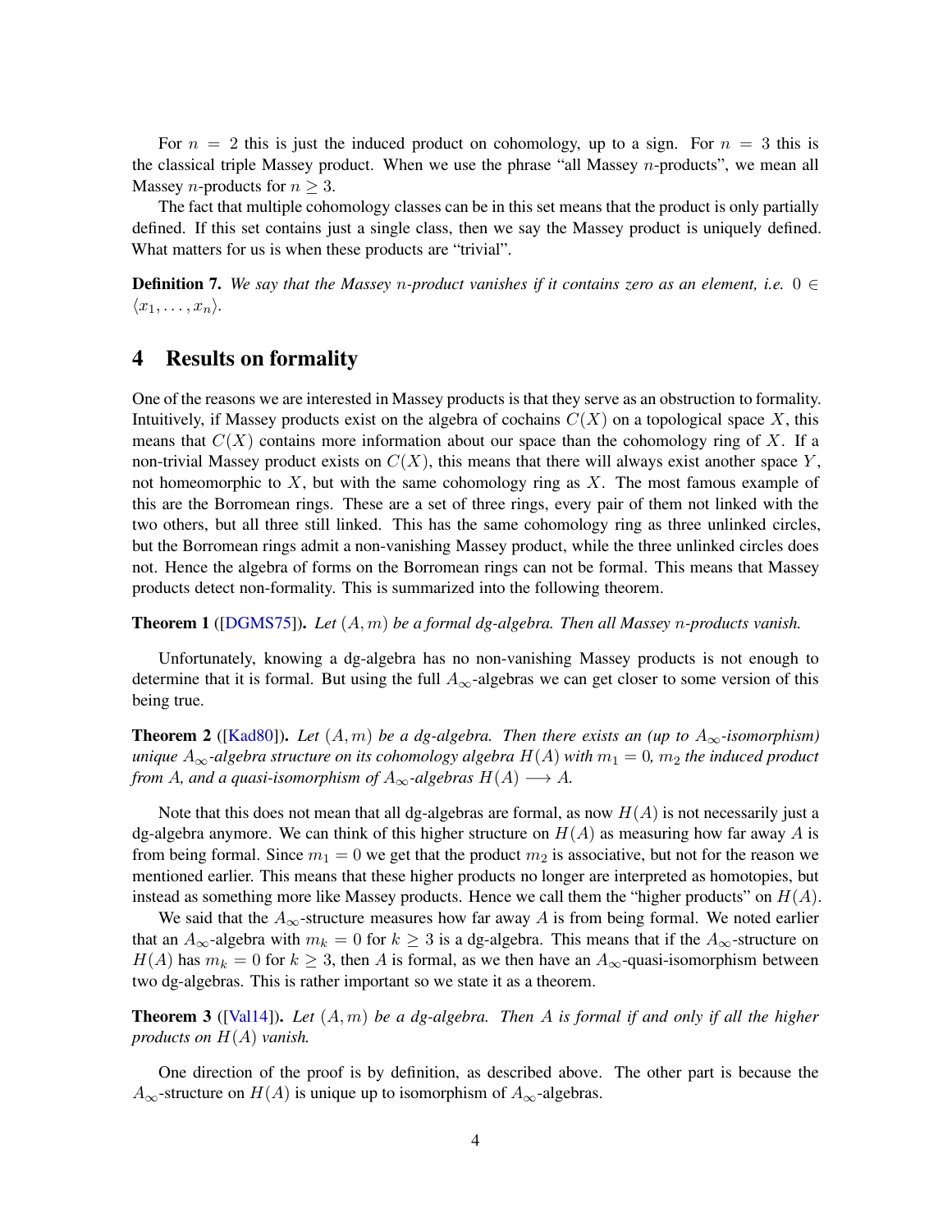For $n = 2$ this is just the induced product on cohomology, up to a sign. For $n = 3$ this is the classical triple Massey product. When we use the phrase "all Massey $n$-products", we mean all Massey $n$-products for $n \geq 3$.

The fact that multiple cohomology classes can be in this set means that the product is only partially defined. If this set contains just a single class, then we say the Massey product is uniquely defined. What matters for us is when these products are "trivial".

**Definition 7.** *We say that the Massey $n$-product vanishes if it contains zero as an element, i.e. $0 \in \langle x_1, \ldots, x_n \rangle$.*

## 4 Results on formality

One of the reasons we are interested in Massey products is that they serve as an obstruction to formality. Intuitively, if Massey products exist on the algebra of cochains $C(X)$ on a topological space $X$, this means that $C(X)$ contains more information about our space than the cohomology ring of $X$. If a non-trivial Massey product exists on $C(X)$, this means that there will always exist another space $Y$, not homeomorphic to $X$, but with the same cohomology ring as $X$. The most famous example of this are the Borromean rings. These are a set of three rings, every pair of them not linked with the two others, but all three still linked. This has the same cohomology ring as three unlinked circles, but the Borromean rings admit a non-vanishing Massey product, while the three unlinked circles does not. Hence the algebra of forms on the Borromean rings can not be formal. This means that Massey products detect non-formality. This is summarized into the following theorem.

**Theorem 1** ([DGMS75])**.** *Let $(A, m)$ be a formal dg-algebra. Then all Massey $n$-products vanish.*

Unfortunately, knowing a dg-algebra has no non-vanishing Massey products is not enough to determine that it is formal. But using the full $A_\infty$-algebras we can get closer to some version of this being true.

**Theorem 2** ([Kad80])**.** *Let $(A, m)$ be a dg-algebra. Then there exists an (up to $A_\infty$-isomorphism) unique $A_\infty$-algebra structure on its cohomology algebra $H(A)$ with $m_1 = 0$, $m_2$ the induced product from $A$, and a quasi-isomorphism of $A_\infty$-algebras $H(A) \longrightarrow A$.*

Note that this does not mean that all dg-algebras are formal, as now $H(A)$ is not necessarily just a dg-algebra anymore. We can think of this higher structure on $H(A)$ as measuring how far away $A$ is from being formal. Since $m_1 = 0$ we get that the product $m_2$ is associative, but not for the reason we mentioned earlier. This means that these higher products no longer are interpreted as homotopies, but instead as something more like Massey products. Hence we call them the "higher products" on $H(A)$.

We said that the $A_\infty$-structure measures how far away $A$ is from being formal. We noted earlier that an $A_\infty$-algebra with $m_k = 0$ for $k \geq 3$ is a dg-algebra. This means that if the $A_\infty$-structure on $H(A)$ has $m_k = 0$ for $k \geq 3$, then $A$ is formal, as we then have an $A_\infty$-quasi-isomorphism between two dg-algebras. This is rather important so we state it as a theorem.

**Theorem 3** ([Val14])**.** *Let $(A, m)$ be a dg-algebra. Then $A$ is formal if and only if all the higher products on $H(A)$ vanish.*

One direction of the proof is by definition, as described above. The other part is because the $A_\infty$-structure on $H(A)$ is unique up to isomorphism of $A_\infty$-algebras.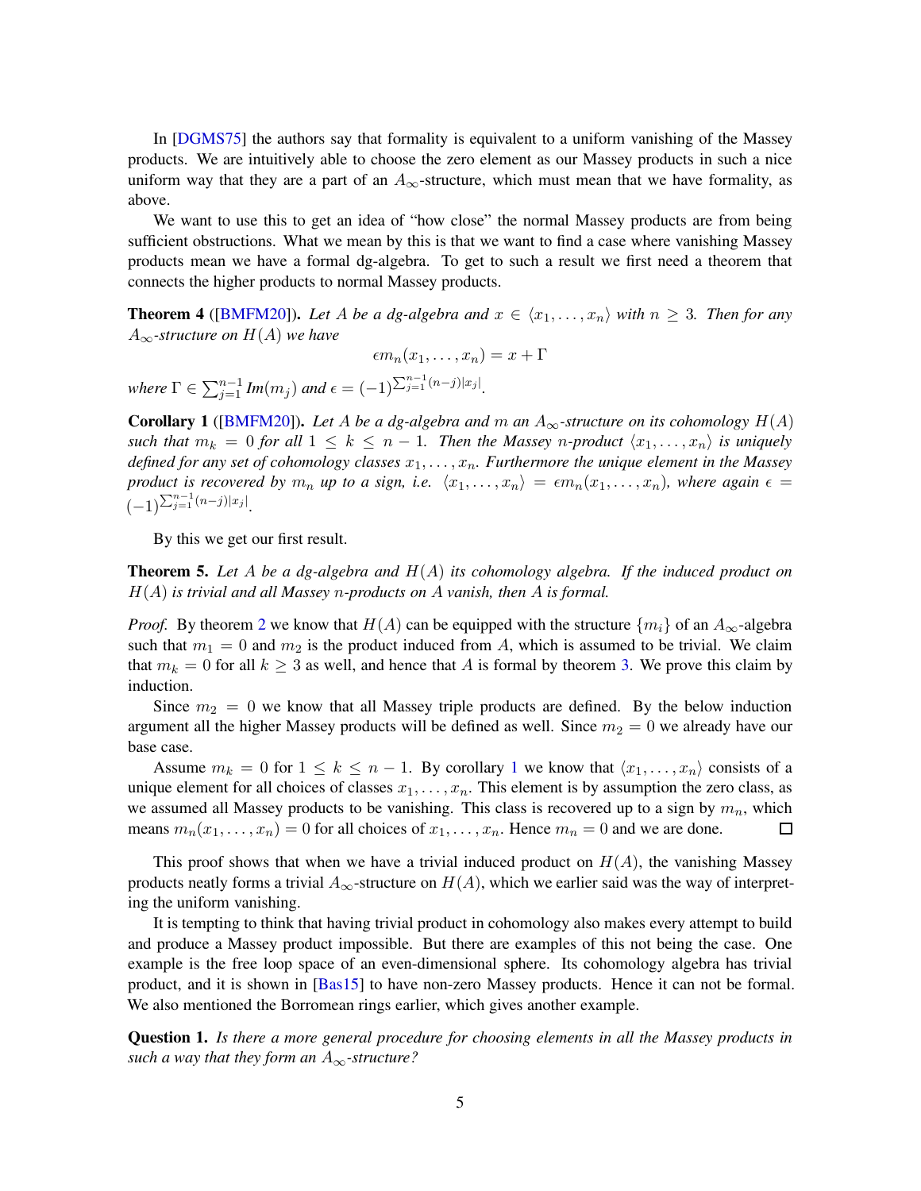In [DGMS75] the authors say that formality is equivalent to a uniform vanishing of the Massey products. We are intuitively able to choose the zero element as our Massey products in such a nice uniform way that they are a part of an $A_\infty$-structure, which must mean that we have formality, as above.

We want to use this to get an idea of "how close" the normal Massey products are from being sufficient obstructions. What we mean by this is that we want to find a case where vanishing Massey products mean we have a formal dg-algebra. To get to such a result we first need a theorem that connects the higher products to normal Massey products.

**Theorem 4** ([BMFM20]). *Let $A$ be a dg-algebra and $x \in \langle x_1, \ldots, x_n \rangle$ with $n \geq 3$. Then for any $A_\infty$-structure on $H(A)$ we have*

$$\epsilon m_n(x_1, \ldots, x_n) = x + \Gamma$$

*where $\Gamma \in \sum_{j=1}^{n-1} Im(m_j)$ and $\epsilon = (-1)^{\sum_{j=1}^{n-1}(n-j)|x_j|}$.*

**Corollary 1** ([BMFM20]). *Let $A$ be a dg-algebra and $m$ an $A_\infty$-structure on its cohomology $H(A)$ such that $m_k = 0$ for all $1 \leq k \leq n-1$. Then the Massey $n$-product $\langle x_1, \ldots, x_n \rangle$ is uniquely defined for any set of cohomology classes $x_1, \ldots, x_n$. Furthermore the unique element in the Massey product is recovered by $m_n$ up to a sign, i.e. $\langle x_1, \ldots, x_n \rangle = \epsilon m_n(x_1, \ldots, x_n)$, where again $\epsilon = (-1)^{\sum_{j=1}^{n-1}(n-j)|x_j|}$.*

By this we get our first result.

**Theorem 5.** *Let $A$ be a dg-algebra and $H(A)$ its cohomology algebra. If the induced product on $H(A)$ is trivial and all Massey $n$-products on $A$ vanish, then $A$ is formal.*

*Proof.* By theorem 2 we know that $H(A)$ can be equipped with the structure $\{m_i\}$ of an $A_\infty$-algebra such that $m_1 = 0$ and $m_2$ is the product induced from $A$, which is assumed to be trivial. We claim that $m_k = 0$ for all $k \geq 3$ as well, and hence that $A$ is formal by theorem 3. We prove this claim by induction.

Since $m_2 = 0$ we know that all Massey triple products are defined. By the below induction argument all the higher Massey products will be defined as well. Since $m_2 = 0$ we already have our base case.

Assume $m_k = 0$ for $1 \leq k \leq n-1$. By corollary 1 we know that $\langle x_1, \ldots, x_n \rangle$ consists of a unique element for all choices of classes $x_1, \ldots, x_n$. This element is by assumption the zero class, as we assumed all Massey products to be vanishing. This class is recovered up to a sign by $m_n$, which means $m_n(x_1, \ldots, x_n) = 0$ for all choices of $x_1, \ldots, x_n$. Hence $m_n = 0$ and we are done. ∎

This proof shows that when we have a trivial induced product on $H(A)$, the vanishing Massey products neatly forms a trivial $A_\infty$-structure on $H(A)$, which we earlier said was the way of interpreting the uniform vanishing.

It is tempting to think that having trivial product in cohomology also makes every attempt to build and produce a Massey product impossible. But there are examples of this not being the case. One example is the free loop space of an even-dimensional sphere. Its cohomology algebra has trivial product, and it is shown in [Bas15] to have non-zero Massey products. Hence it can not be formal. We also mentioned the Borromean rings earlier, which gives another example.

**Question 1.** *Is there a more general procedure for choosing elements in all the Massey products in such a way that they form an $A_\infty$-structure?*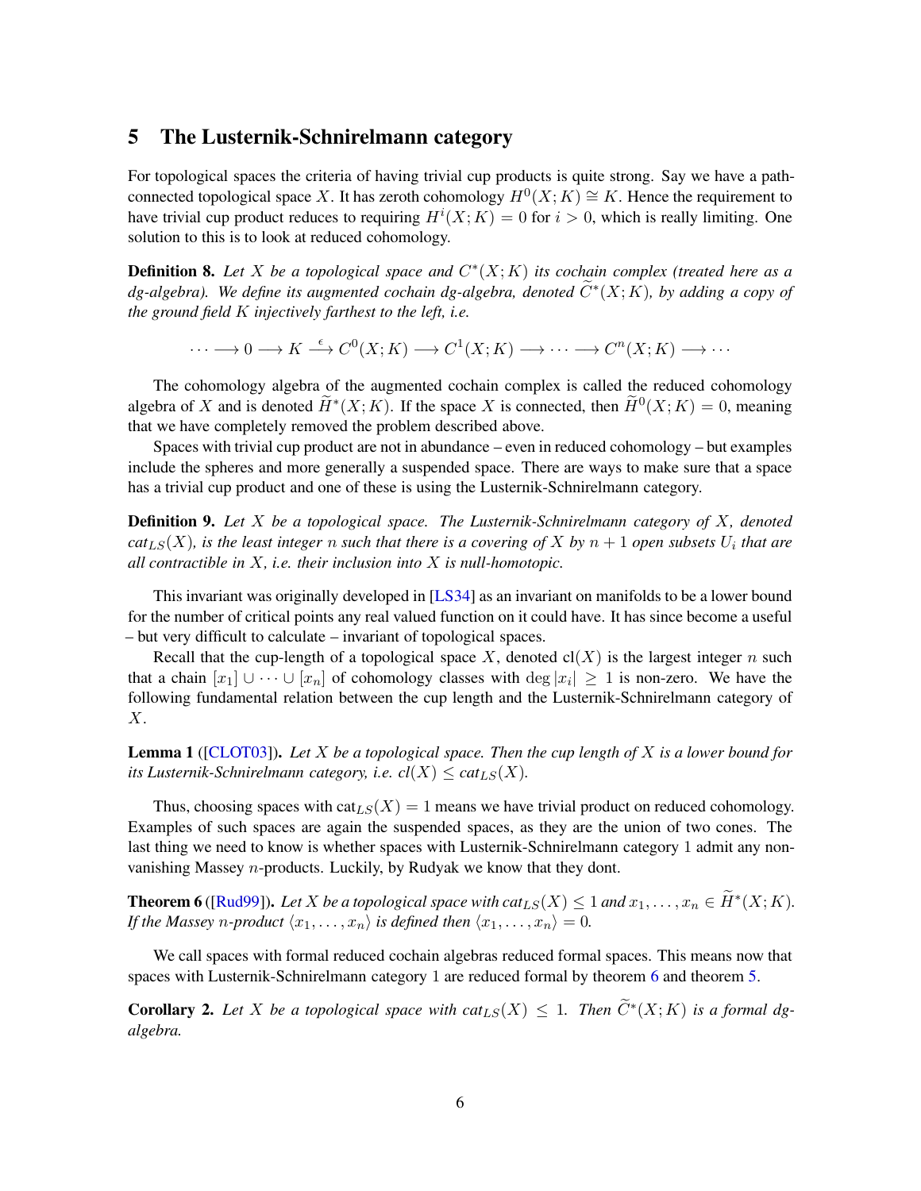## 5 The Lusternik-Schnirelmann category

For topological spaces the criteria of having trivial cup products is quite strong. Say we have a path-connected topological space $X$. It has zeroth cohomology $H^0(X; K) \cong K$. Hence the requirement to have trivial cup product reduces to requiring $H^i(X; K) = 0$ for $i > 0$, which is really limiting. One solution to this is to look at reduced cohomology.

**Definition 8.** *Let $X$ be a topological space and $C^*(X; K)$ its cochain complex (treated here as a dg-algebra). We define its augmented cochain dg-algebra, denoted $\widetilde{C}^*(X; K)$, by adding a copy of the ground field $K$ injectively farthest to the left, i.e.*

$$\cdots \longrightarrow 0 \longrightarrow K \xrightarrow{\epsilon} C^0(X; K) \longrightarrow C^1(X; K) \longrightarrow \cdots \longrightarrow C^n(X; K) \longrightarrow \cdots$$

The cohomology algebra of the augmented cochain complex is called the reduced cohomology algebra of $X$ and is denoted $\widetilde{H}^*(X; K)$. If the space $X$ is connected, then $\widetilde{H}^0(X; K) = 0$, meaning that we have completely removed the problem described above.

Spaces with trivial cup product are not in abundance – even in reduced cohomology – but examples include the spheres and more generally a suspended space. There are ways to make sure that a space has a trivial cup product and one of these is using the Lusternik-Schnirelmann category.

**Definition 9.** *Let $X$ be a topological space. The Lusternik-Schnirelmann category of $X$, denoted $cat_{LS}(X)$, is the least integer $n$ such that there is a covering of $X$ by $n + 1$ open subsets $U_i$ that are all contractible in $X$, i.e. their inclusion into $X$ is null-homotopic.*

This invariant was originally developed in [LS34] as an invariant on manifolds to be a lower bound for the number of critical points any real valued function on it could have. It has since become a useful – but very difficult to calculate – invariant of topological spaces.

Recall that the cup-length of a topological space $X$, denoted $\mathrm{cl}(X)$ is the largest integer $n$ such that a chain $[x_1] \cup \cdots \cup [x_n]$ of cohomology classes with $\deg |x_i| \geq 1$ is non-zero. We have the following fundamental relation between the cup length and the Lusternik-Schnirelmann category of $X$.

**Lemma 1** ([CLOT03]). *Let $X$ be a topological space. Then the cup length of $X$ is a lower bound for its Lusternik-Schnirelmann category, i.e. $cl(X) \leq cat_{LS}(X)$.*

Thus, choosing spaces with $\mathrm{cat}_{LS}(X) = 1$ means we have trivial product on reduced cohomology. Examples of such spaces are the suspended spaces, as they are the union of two cones. The last thing we need to know is whether spaces with Lusternik-Schnirelmann category 1 admit any non-vanishing Massey $n$-products. Luckily, by Rudyak we know that they dont.

**Theorem 6** ([Rud99]). *Let $X$ be a topological space with $cat_{LS}(X) \leq 1$ and $x_1, \ldots, x_n \in \widetilde{H}^*(X; K)$. If the Massey $n$-product $\langle x_1, \ldots, x_n \rangle$ is defined then $\langle x_1, \ldots, x_n \rangle = 0$.*

We call spaces with formal reduced cochain algebras reduced formal spaces. This means now that spaces with Lusternik-Schnirelmann category 1 are reduced formal by theorem 6 and theorem 5.

**Corollary 2.** *Let $X$ be a topological space with $cat_{LS}(X) \leq 1$. Then $\widetilde{C}^*(X; K)$ is a formal dg-algebra.*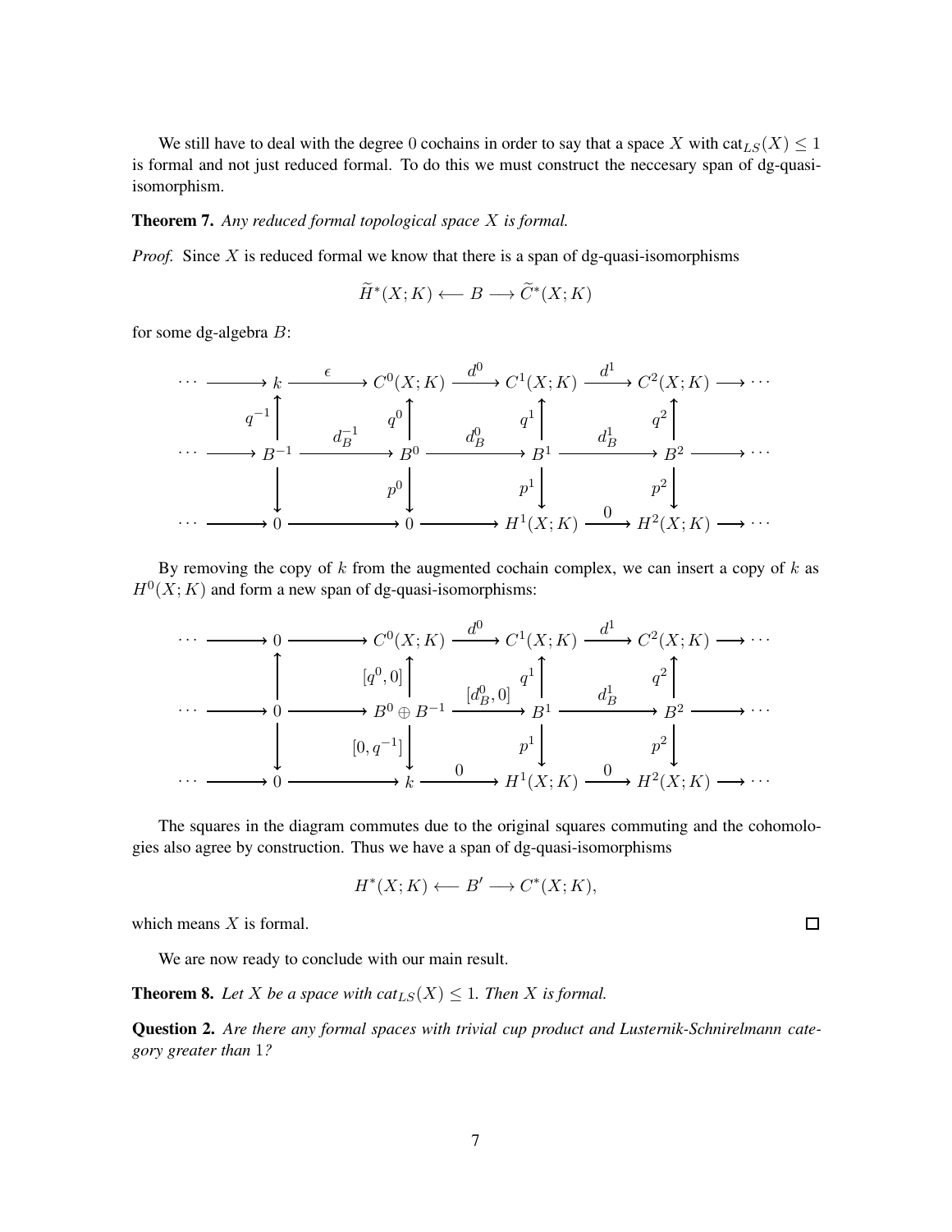We still have to deal with the degree 0 cochains in order to say that a space $X$ with $\mathrm{cat}_{LS}(X) \leq 1$ is formal and not just reduced formal. To do this we must construct the neccesary span of dg-quasi-isomorphism.

**Theorem 7.** *Any reduced formal topological space $X$ is formal.*

*Proof.* Since $X$ is reduced formal we know that there is a span of dg-quasi-isomorphisms

$$\widetilde{H}^*(X;K) \longleftarrow B \longrightarrow \widetilde{C}^*(X;K)$$

for some dg-algebra $B$:

$$\begin{array}{ccccccccccc}
\cdots & \longrightarrow & k & \xrightarrow{\epsilon} & C^0(X;K) & \xrightarrow{d^0} & C^1(X;K) & \xrightarrow{d^1} & C^2(X;K) & \longrightarrow & \cdots \\
 & & \uparrow{\scriptstyle q^{-1}} & & \uparrow{\scriptstyle q^0} & & \uparrow{\scriptstyle q^1} & & \uparrow{\scriptstyle q^2} & & \\
\cdots & \longrightarrow & B^{-1} & \xrightarrow{d_B^{-1}} & B^0 & \xrightarrow{d_B^0} & B^1 & \xrightarrow{d_B^1} & B^2 & \longrightarrow & \cdots \\
 & & \downarrow & & \downarrow{\scriptstyle p^0} & & \downarrow{\scriptstyle p^1} & & \downarrow{\scriptstyle p^2} & & \\
\cdots & \longrightarrow & 0 & \longrightarrow & 0 & \longrightarrow & H^1(X;K) & \xrightarrow{0} & H^2(X;K) & \longrightarrow & \cdots
\end{array}$$

By removing the copy of $k$ from the augmented cochain complex, we can insert a copy of $k$ as $H^0(X;K)$ and form a new span of dg-quasi-isomorphisms:

$$\begin{array}{ccccccccccc}
\cdots & \longrightarrow & 0 & \longrightarrow & C^0(X;K) & \xrightarrow{d^0} & C^1(X;K) & \xrightarrow{d^1} & C^2(X;K) & \longrightarrow & \cdots \\
 & & \uparrow & & \uparrow{\scriptstyle [q^0,0]} & & \uparrow{\scriptstyle q^1} & & \uparrow{\scriptstyle q^2} & & \\
\cdots & \longrightarrow & 0 & \longrightarrow & B^0 \oplus B^{-1} & \xrightarrow{[d_B^0,0]} & B^1 & \xrightarrow{d_B^1} & B^2 & \longrightarrow & \cdots \\
 & & \downarrow & & \downarrow{\scriptstyle [0,q^{-1}]} & & \downarrow{\scriptstyle p^1} & & \downarrow{\scriptstyle p^2} & & \\
\cdots & \longrightarrow & 0 & \longrightarrow & k & \xrightarrow{0} & H^1(X;K) & \xrightarrow{0} & H^2(X;K) & \longrightarrow & \cdots
\end{array}$$

The squares in the diagram commutes due to the original squares commuting and the cohomologies also agree by construction. Thus we have a span of dg-quasi-isomorphisms

$$H^*(X;K) \longleftarrow B' \longrightarrow C^*(X;K),$$

which means $X$ is formal. $\square$

We are now ready to conclude with our main result.

**Theorem 8.** *Let $X$ be a space with $\mathrm{cat}_{LS}(X) \leq 1$. Then $X$ is formal.*

**Question 2.** *Are there any formal spaces with trivial cup product and Lusternik-Schnirelmann category greater than 1?*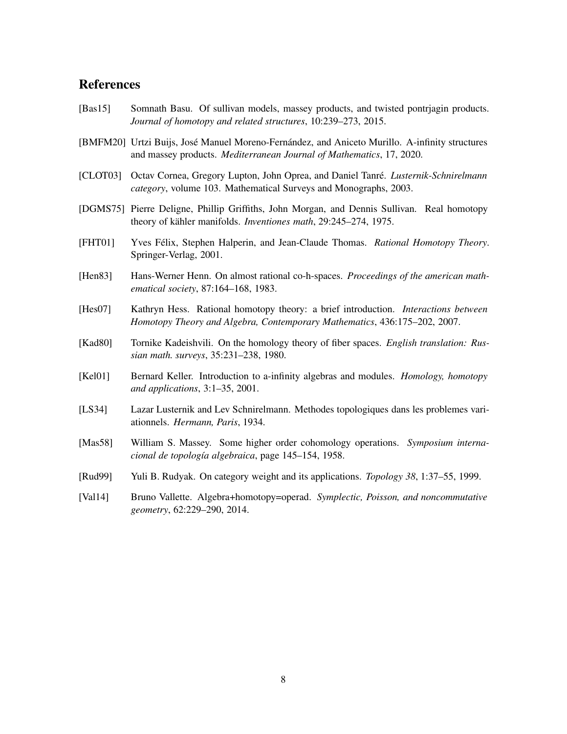## References

[Bas15] Somnath Basu. Of sullivan models, massey products, and twisted pontrjagin products. *Journal of homotopy and related structures*, 10:239–273, 2015.

[BMFM20] Urtzi Buijs, José Manuel Moreno-Fernández, and Aniceto Murillo. A-infinity structures and massey products. *Mediterranean Journal of Mathematics*, 17, 2020.

[CLOT03] Octav Cornea, Gregory Lupton, John Oprea, and Daniel Tanré. *Lusternik-Schnirelmann category*, volume 103. Mathematical Surveys and Monographs, 2003.

[DGMS75] Pierre Deligne, Phillip Griffiths, John Morgan, and Dennis Sullivan. Real homotopy theory of kähler manifolds. *Inventiones math*, 29:245–274, 1975.

[FHT01] Yves Félix, Stephen Halperin, and Jean-Claude Thomas. *Rational Homotopy Theory*. Springer-Verlag, 2001.

[Hen83] Hans-Werner Henn. On almost rational co-h-spaces. *Proceedings of the american mathematical society*, 87:164–168, 1983.

[Hes07] Kathryn Hess. Rational homotopy theory: a brief introduction. *Interactions between Homotopy Theory and Algebra, Contemporary Mathematics*, 436:175–202, 2007.

[Kad80] Tornike Kadeishvili. On the homology theory of fiber spaces. *English translation: Russian math. surveys*, 35:231–238, 1980.

[Kel01] Bernard Keller. Introduction to a-infinity algebras and modules. *Homology, homotopy and applications*, 3:1–35, 2001.

[LS34] Lazar Lusternik and Lev Schnirelmann. Methodes topologiques dans les problemes variationnels. *Hermann, Paris*, 1934.

[Mas58] William S. Massey. Some higher order cohomology operations. *Symposium internacional de topología algebraica*, page 145–154, 1958.

[Rud99] Yuli B. Rudyak. On category weight and its applications. *Topology 38*, 1:37–55, 1999.

[Val14] Bruno Vallette. Algebra+homotopy=operad. *Symplectic, Poisson, and noncommutative geometry*, 62:229–290, 2014.